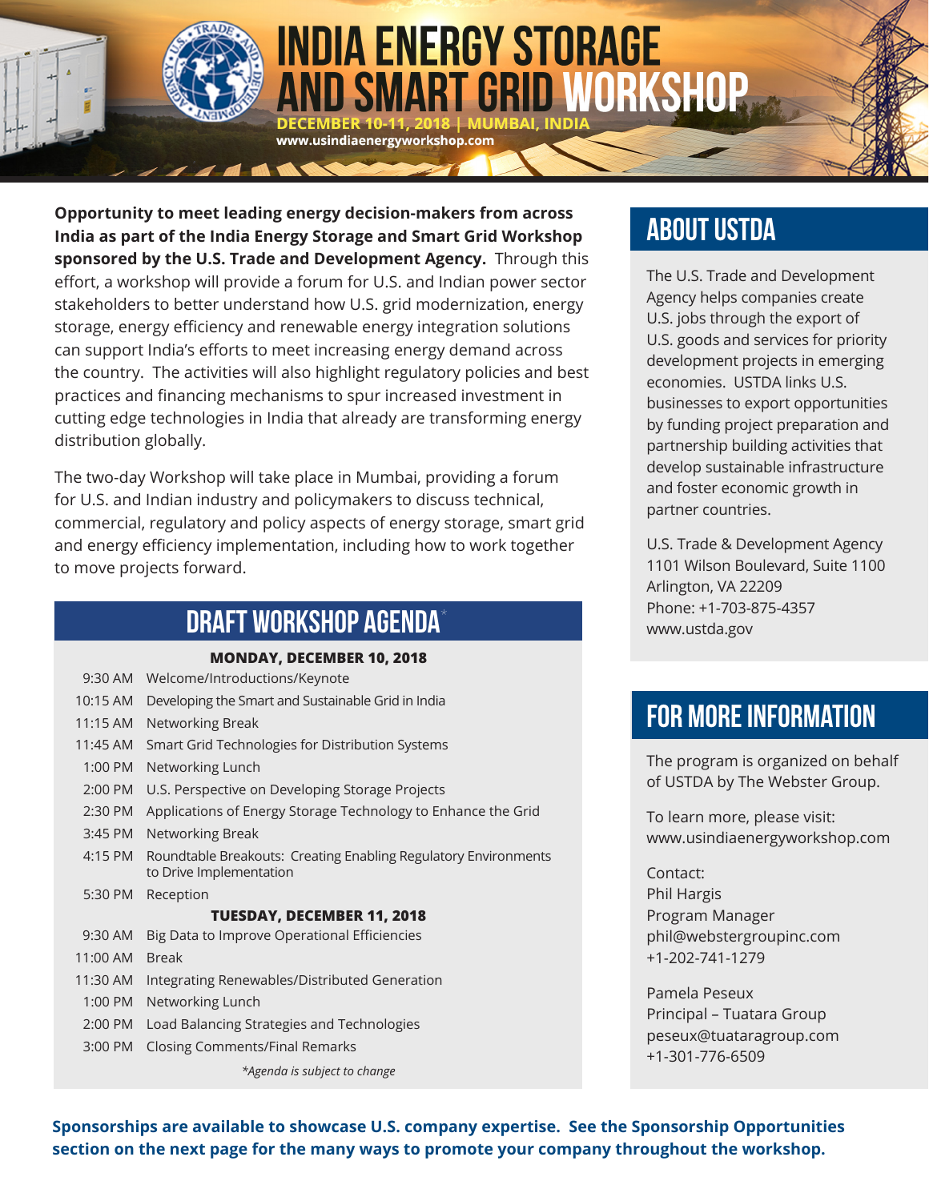# INDIA ENERGY STORAGE AND SMART GRID WORKSHOP

**DECEMBER 10-11, 2018 | MUMBAI, INDIA**

**www.usindiaenergyworkshop.com**

**Opportunity to meet leading energy decision-makers from across India as part of the India Energy Storage and Smart Grid Workshop sponsored by the U.S. Trade and Development Agency.** Through this effort, a workshop will provide a forum for U.S. and Indian power sector stakeholders to better understand how U.S. grid modernization, energy storage, energy efficiency and renewable energy integration solutions can support India's efforts to meet increasing energy demand across the country. The activities will also highlight regulatory policies and best practices and financing mechanisms to spur increased investment in cutting edge technologies in India that already are transforming energy distribution globally.

The two-day Workshop will take place in Mumbai, providing a forum for U.S. and Indian industry and policymakers to discuss technical, commercial, regulatory and policy aspects of energy storage, smart grid and energy efficiency implementation, including how to work together to move projects forward.

## DRAFT WORKSHOP AGENDA*

**MONDAY, DECEMBER 10, 2018**

| Time | Session |
|---|---|
| 9:30 AM | Welcome/Introductions/Keynote |
| 10:15 AM | Developing the Smart and Sustainable Grid in India |
| 11:15 AM | Networking Break |
| 11:45 AM | Smart Grid Technologies for Distribution Systems |
| 1:00 PM | Networking Lunch |
| 2:00 PM | U.S. Perspective on Developing Storage Projects |
| 2:30 PM | Applications of Energy Storage Technology to Enhance the Grid |
| 3:45 PM | Networking Break |
| 4:15 PM | Roundtable Breakouts: Creating Enabling Regulatory Environments to Drive Implementation |
| 5:30 PM | Reception |

**TUESDAY, DECEMBER 11, 2018**

| Time | Session |
|---|---|
| 9:30 AM | Big Data to Improve Operational Efficiencies |
| 11:00 AM | Break |
| 11:30 AM | Integrating Renewables/Distributed Generation |
| 1:00 PM | Networking Lunch |
| 2:00 PM | Load Balancing Strategies and Technologies |
| 3:00 PM | Closing Comments/Final Remarks |

*\*Agenda is subject to change*

## ABOUT USTDA

The U.S. Trade and Development Agency helps companies create U.S. jobs through the export of U.S. goods and services for priority development projects in emerging economies. USTDA links U.S. businesses to export opportunities by funding project preparation and partnership building activities that develop sustainable infrastructure and foster economic growth in partner countries.

U.S. Trade & Development Agency
1101 Wilson Boulevard, Suite 1100
Arlington, VA 22209
Phone: +1-703-875-4357
www.ustda.gov

## FOR MORE INFORMATION

The program is organized on behalf of USTDA by The Webster Group.

To learn more, please visit:
www.usindiaenergyworkshop.com

Contact:
Phil Hargis
Program Manager
phil@webstergroupinc.com
+1-202-741-1279

Pamela Peseux
Principal – Tuatara Group
peseux@tuataragroup.com
+1-301-776-6509

**Sponsorships are available to showcase U.S. company expertise. See the Sponsorship Opportunities section on the next page for the many ways to promote your company throughout the workshop.**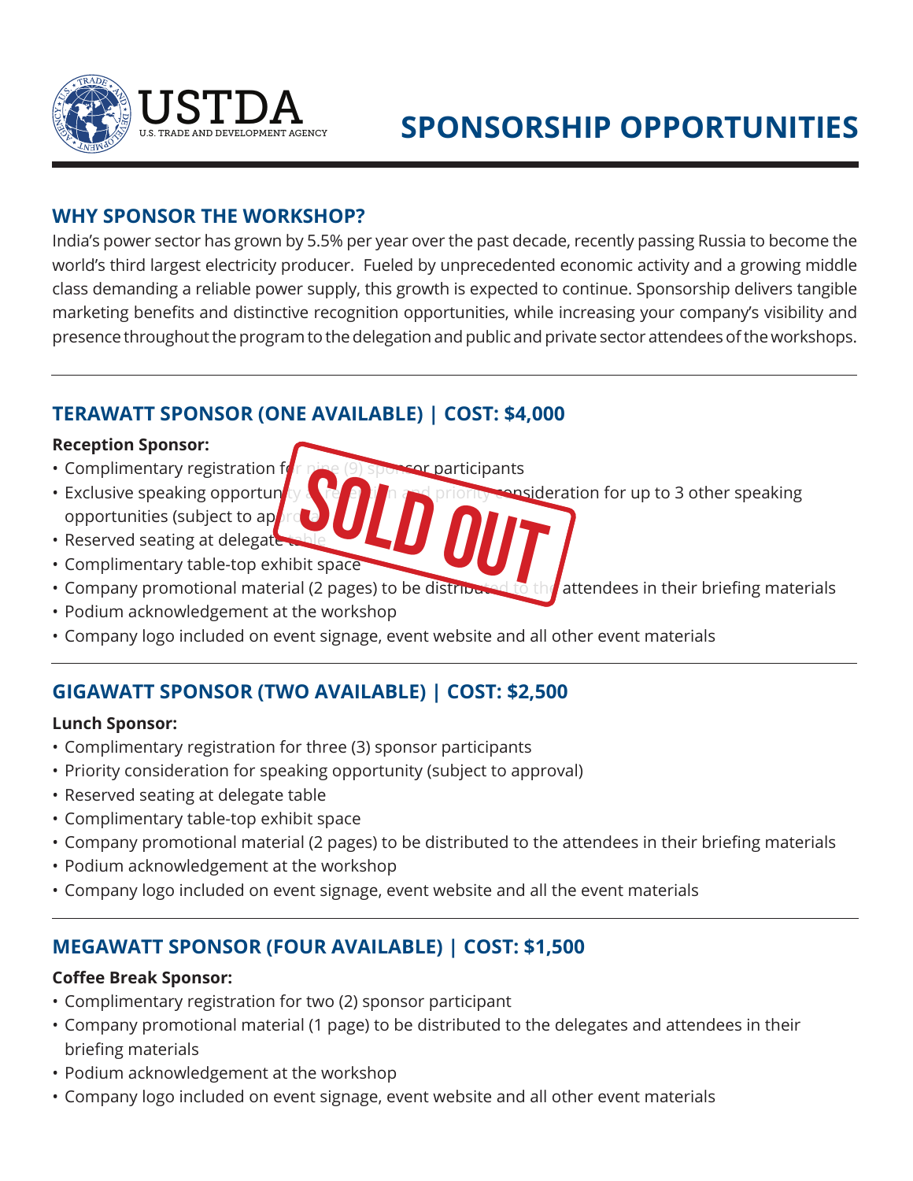USTDA
U.S. TRADE AND DEVELOPMENT AGENCY

# SPONSORSHIP OPPORTUNITIES

## WHY SPONSOR THE WORKSHOP?

India's power sector has grown by 5.5% per year over the past decade, recently passing Russia to become the world's third largest electricity producer. Fueled by unprecedented economic activity and a growing middle class demanding a reliable power supply, this growth is expected to continue. Sponsorship delivers tangible marketing benefits and distinctive recognition opportunities, while increasing your company's visibility and presence throughout the program to the delegation and public and private sector attendees of the workshops.

---

## TERAWATT SPONSOR (ONE AVAILABLE) | COST: $4,000

SOLD OUT

**Reception Sponsor:**

- Complimentary registration for nine (9) sponsor participants
- Exclusive speaking opportunity at reception and priority consideration for up to 3 other speaking opportunities (subject to approval)
- Reserved seating at delegate table
- Complimentary table-top exhibit space
- Company promotional material (2 pages) to be distributed to the attendees in their briefing materials
- Podium acknowledgement at the workshop
- Company logo included on event signage, event website and all other event materials

---

## GIGAWATT SPONSOR (TWO AVAILABLE) | COST: $2,500

**Lunch Sponsor:**

- Complimentary registration for three (3) sponsor participants
- Priority consideration for speaking opportunity (subject to approval)
- Reserved seating at delegate table
- Complimentary table-top exhibit space
- Company promotional material (2 pages) to be distributed to the attendees in their briefing materials
- Podium acknowledgement at the workshop
- Company logo included on event signage, event website and all the event materials

---

## MEGAWATT SPONSOR (FOUR AVAILABLE) | COST: $1,500

**Coffee Break Sponsor:**

- Complimentary registration for two (2) sponsor participant
- Company promotional material (1 page) to be distributed to the delegates and attendees in their briefing materials
- Podium acknowledgement at the workshop
- Company logo included on event signage, event website and all other event materials